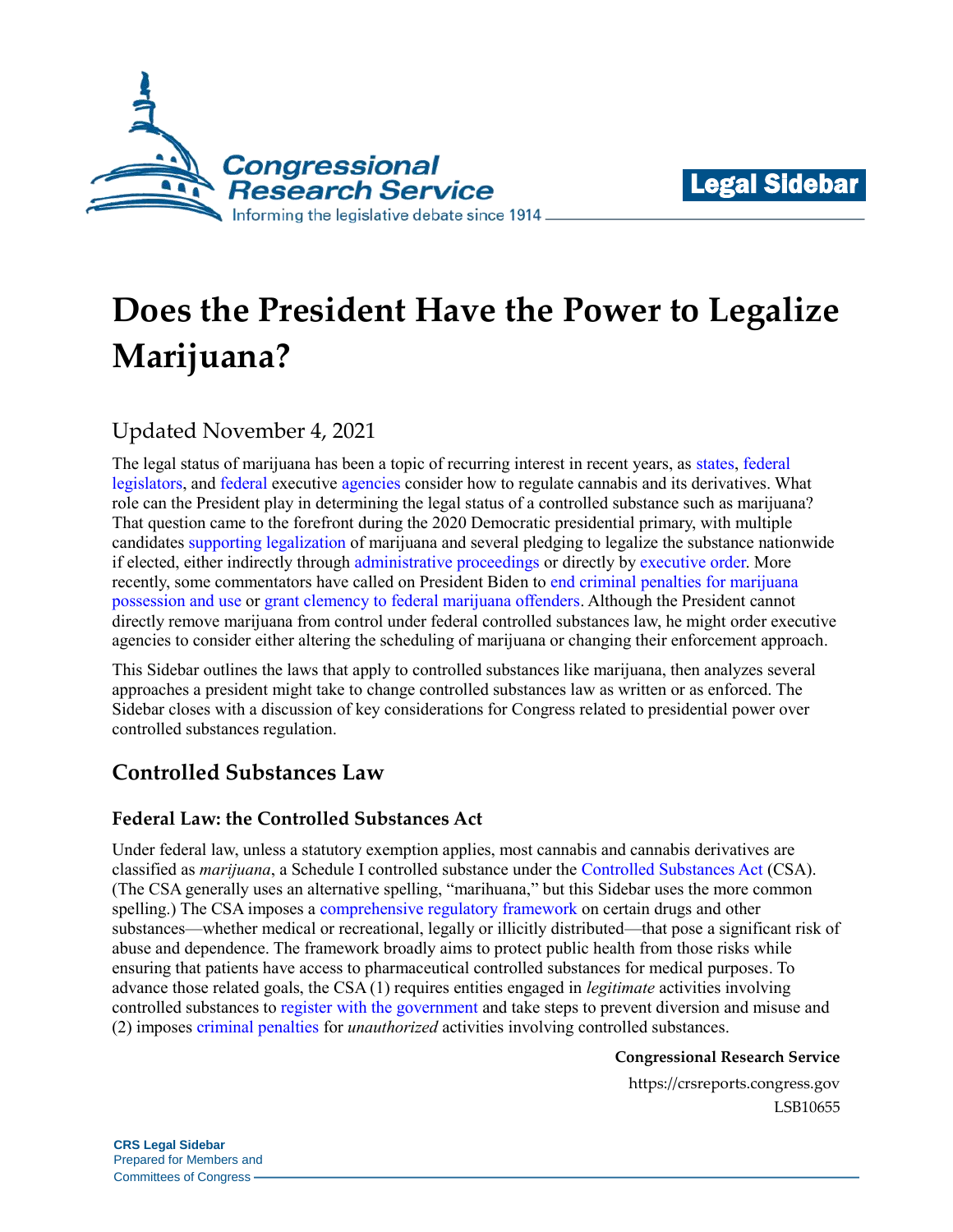# Does the President Have the Power to Legalize Marijuana?

Updated November 4, 2021

The legal status of marijuana has been a topic of recurring interest in recent years, as states, federal legislators, and federal executive agencies consider how to regulate cannabis and its derivatives. What role can the President play in determining the legal status of a controlled substance such as marijuana? That question came to the forefront during the 2020 Democratic presidential primary, with multiple candidates supporting legalization of marijuana and several pledging to legalize the substance nationwide if elected, either indirectly through administrative proceedings or directly by executive order. More recently, some commentators have called on President Biden to end criminal penalties for marijuana possession and use or grant clemency to federal marijuana offenders. Although the President cannot directly remove marijuana from control under federal controlled substances law, he might order executive agencies to consider either altering the scheduling of marijuana or changing their enforcement approach.

This Sidebar outlines the laws that apply to controlled substances like marijuana, then analyzes several approaches a president might take to change controlled substances law as written or as enforced. The Sidebar closes with a discussion of key considerations for Congress related to presidential power over controlled substances regulation.

## Controlled Substances Law

### Federal Law: the Controlled Substances Act

Under federal law, unless a statutory exemption applies, most cannabis and cannabis derivatives are classified as *marijuana*, a Schedule I controlled substance under the Controlled Substances Act (CSA). (The CSA generally uses an alternative spelling, "marihuana," but this Sidebar uses the more common spelling.) The CSA imposes a comprehensive regulatory framework on certain drugs and other substances—whether medical or recreational, legally or illicitly distributed—that pose a significant risk of abuse and dependence. The framework broadly aims to protect public health from those risks while ensuring that patients have access to pharmaceutical controlled substances for medical purposes. To advance those related goals, the CSA (1) requires entities engaged in *legitimate* activities involving controlled substances to register with the government and take steps to prevent diversion and misuse and (2) imposes criminal penalties for *unauthorized* activities involving controlled substances.

**Congressional Research Service**

https://crsreports.congress.gov

LSB10655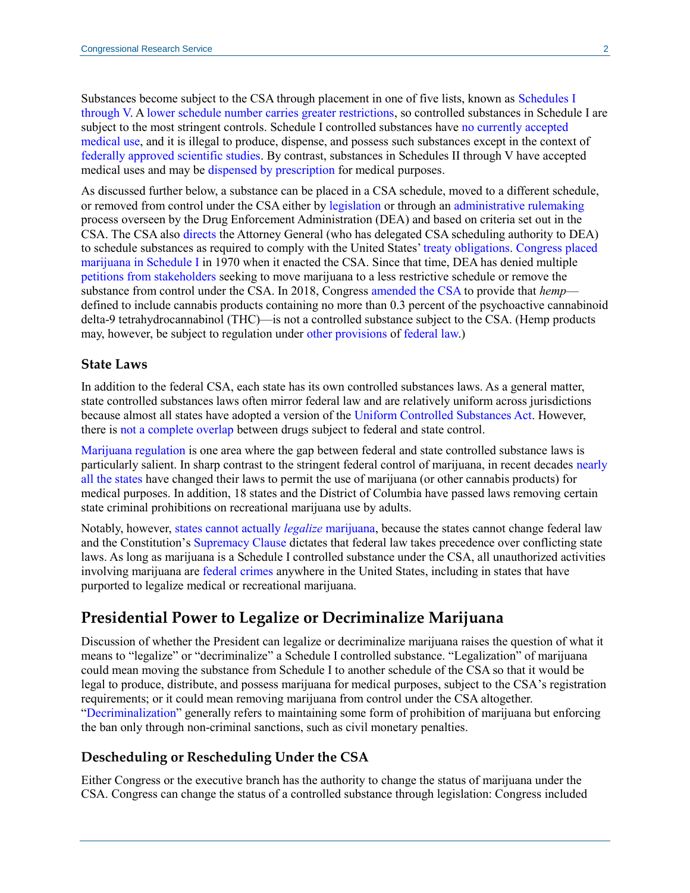Substances become subject to the CSA through placement in one of five lists, known as Schedules I through V. A lower schedule number carries greater restrictions, so controlled substances in Schedule I are subject to the most stringent controls. Schedule I controlled substances have no currently accepted medical use, and it is illegal to produce, dispense, and possess such substances except in the context of federally approved scientific studies. By contrast, substances in Schedules II through V have accepted medical uses and may be dispensed by prescription for medical purposes.

As discussed further below, a substance can be placed in a CSA schedule, moved to a different schedule, or removed from control under the CSA either by legislation or through an administrative rulemaking process overseen by the Drug Enforcement Administration (DEA) and based on criteria set out in the CSA. The CSA also directs the Attorney General (who has delegated CSA scheduling authority to DEA) to schedule substances as required to comply with the United States' treaty obligations. Congress placed marijuana in Schedule I in 1970 when it enacted the CSA. Since that time, DEA has denied multiple petitions from stakeholders seeking to move marijuana to a less restrictive schedule or remove the substance from control under the CSA. In 2018, Congress amended the CSA to provide that *hemp*—defined to include cannabis products containing no more than 0.3 percent of the psychoactive cannabinoid delta-9 tetrahydrocannabinol (THC)—is not a controlled substance subject to the CSA. (Hemp products may, however, be subject to regulation under other provisions of federal law.)

### State Laws

In addition to the federal CSA, each state has its own controlled substances laws. As a general matter, state controlled substances laws often mirror federal law and are relatively uniform across jurisdictions because almost all states have adopted a version of the Uniform Controlled Substances Act. However, there is not a complete overlap between drugs subject to federal and state control.

Marijuana regulation is one area where the gap between federal and state controlled substance laws is particularly salient. In sharp contrast to the stringent federal control of marijuana, in recent decades nearly all the states have changed their laws to permit the use of marijuana (or other cannabis products) for medical purposes. In addition, 18 states and the District of Columbia have passed laws removing certain state criminal prohibitions on recreational marijuana use by adults.

Notably, however, states cannot actually *legalize* marijuana, because the states cannot change federal law and the Constitution's Supremacy Clause dictates that federal law takes precedence over conflicting state laws. As long as marijuana is a Schedule I controlled substance under the CSA, all unauthorized activities involving marijuana are federal crimes anywhere in the United States, including in states that have purported to legalize medical or recreational marijuana.

## Presidential Power to Legalize or Decriminalize Marijuana

Discussion of whether the President can legalize or decriminalize marijuana raises the question of what it means to "legalize" or "decriminalize" a Schedule I controlled substance. "Legalization" of marijuana could mean moving the substance from Schedule I to another schedule of the CSA so that it would be legal to produce, distribute, and possess marijuana for medical purposes, subject to the CSA's registration requirements; or it could mean removing marijuana from control under the CSA altogether. "Decriminalization" generally refers to maintaining some form of prohibition of marijuana but enforcing the ban only through non-criminal sanctions, such as civil monetary penalties.

### Descheduling or Rescheduling Under the CSA

Either Congress or the executive branch has the authority to change the status of marijuana under the CSA. Congress can change the status of a controlled substance through legislation: Congress included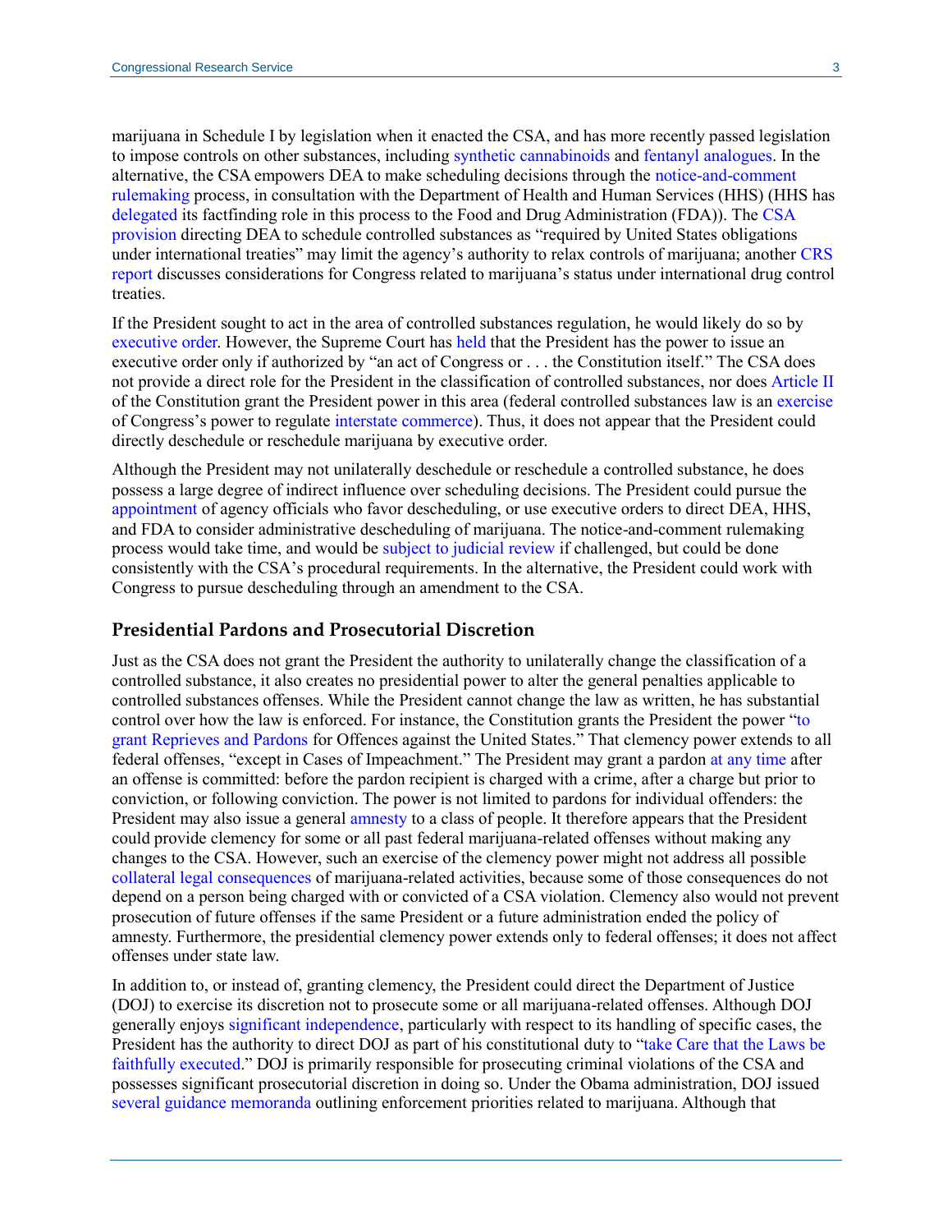marijuana in Schedule I by legislation when it enacted the CSA, and has more recently passed legislation to impose controls on other substances, including synthetic cannabinoids and fentanyl analogues. In the alternative, the CSA empowers DEA to make scheduling decisions through the notice-and-comment rulemaking process, in consultation with the Department of Health and Human Services (HHS) (HHS has delegated its factfinding role in this process to the Food and Drug Administration (FDA)). The CSA provision directing DEA to schedule controlled substances as "required by United States obligations under international treaties" may limit the agency's authority to relax controls of marijuana; another CRS report discusses considerations for Congress related to marijuana's status under international drug control treaties.

If the President sought to act in the area of controlled substances regulation, he would likely do so by executive order. However, the Supreme Court has held that the President has the power to issue an executive order only if authorized by "an act of Congress or . . . the Constitution itself." The CSA does not provide a direct role for the President in the classification of controlled substances, nor does Article II of the Constitution grant the President power in this area (federal controlled substances law is an exercise of Congress's power to regulate interstate commerce). Thus, it does not appear that the President could directly deschedule or reschedule marijuana by executive order.

Although the President may not unilaterally deschedule or reschedule a controlled substance, he does possess a large degree of indirect influence over scheduling decisions. The President could pursue the appointment of agency officials who favor descheduling, or use executive orders to direct DEA, HHS, and FDA to consider administrative descheduling of marijuana. The notice-and-comment rulemaking process would take time, and would be subject to judicial review if challenged, but could be done consistently with the CSA's procedural requirements. In the alternative, the President could work with Congress to pursue descheduling through an amendment to the CSA.

## Presidential Pardons and Prosecutorial Discretion

Just as the CSA does not grant the President the authority to unilaterally change the classification of a controlled substance, it also creates no presidential power to alter the general penalties applicable to controlled substances offenses. While the President cannot change the law as written, he has substantial control over how the law is enforced. For instance, the Constitution grants the President the power "to grant Reprieves and Pardons for Offences against the United States." That clemency power extends to all federal offenses, "except in Cases of Impeachment." The President may grant a pardon at any time after an offense is committed: before the pardon recipient is charged with a crime, after a charge but prior to conviction, or following conviction. The power is not limited to pardons for individual offenders: the President may also issue a general amnesty to a class of people. It therefore appears that the President could provide clemency for some or all past federal marijuana-related offenses without making any changes to the CSA. However, such an exercise of the clemency power might not address all possible collateral legal consequences of marijuana-related activities, because some of those consequences do not depend on a person being charged with or convicted of a CSA violation. Clemency also would not prevent prosecution of future offenses if the same President or a future administration ended the policy of amnesty. Furthermore, the presidential clemency power extends only to federal offenses; it does not affect offenses under state law.

In addition to, or instead of, granting clemency, the President could direct the Department of Justice (DOJ) to exercise its discretion not to prosecute some or all marijuana-related offenses. Although DOJ generally enjoys significant independence, particularly with respect to its handling of specific cases, the President has the authority to direct DOJ as part of his constitutional duty to "take Care that the Laws be faithfully executed." DOJ is primarily responsible for prosecuting criminal violations of the CSA and possesses significant prosecutorial discretion in doing so. Under the Obama administration, DOJ issued several guidance memoranda outlining enforcement priorities related to marijuana. Although that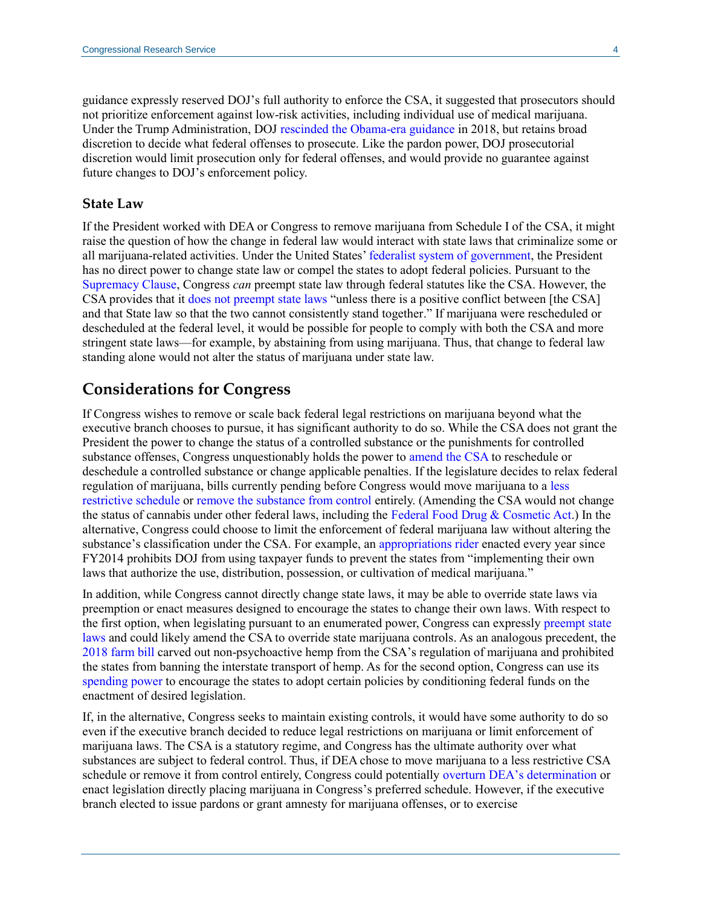guidance expressly reserved DOJ's full authority to enforce the CSA, it suggested that prosecutors should not prioritize enforcement against low-risk activities, including individual use of medical marijuana. Under the Trump Administration, DOJ rescinded the Obama-era guidance in 2018, but retains broad discretion to decide what federal offenses to prosecute. Like the pardon power, DOJ prosecutorial discretion would limit prosecution only for federal offenses, and would provide no guarantee against future changes to DOJ's enforcement policy.

### State Law

If the President worked with DEA or Congress to remove marijuana from Schedule I of the CSA, it might raise the question of how the change in federal law would interact with state laws that criminalize some or all marijuana-related activities. Under the United States' federalist system of government, the President has no direct power to change state law or compel the states to adopt federal policies. Pursuant to the Supremacy Clause, Congress *can* preempt state law through federal statutes like the CSA. However, the CSA provides that it does not preempt state laws "unless there is a positive conflict between [the CSA] and that State law so that the two cannot consistently stand together." If marijuana were rescheduled or descheduled at the federal level, it would be possible for people to comply with both the CSA and more stringent state laws—for example, by abstaining from using marijuana. Thus, that change to federal law standing alone would not alter the status of marijuana under state law.

## Considerations for Congress

If Congress wishes to remove or scale back federal legal restrictions on marijuana beyond what the executive branch chooses to pursue, it has significant authority to do so. While the CSA does not grant the President the power to change the status of a controlled substance or the punishments for controlled substance offenses, Congress unquestionably holds the power to amend the CSA to reschedule or deschedule a controlled substance or change applicable penalties. If the legislature decides to relax federal regulation of marijuana, bills currently pending before Congress would move marijuana to a less restrictive schedule or remove the substance from control entirely. (Amending the CSA would not change the status of cannabis under other federal laws, including the Federal Food Drug & Cosmetic Act.) In the alternative, Congress could choose to limit the enforcement of federal marijuana law without altering the substance's classification under the CSA. For example, an appropriations rider enacted every year since FY2014 prohibits DOJ from using taxpayer funds to prevent the states from "implementing their own laws that authorize the use, distribution, possession, or cultivation of medical marijuana."

In addition, while Congress cannot directly change state laws, it may be able to override state laws via preemption or enact measures designed to encourage the states to change their own laws. With respect to the first option, when legislating pursuant to an enumerated power, Congress can expressly preempt state laws and could likely amend the CSA to override state marijuana controls. As an analogous precedent, the 2018 farm bill carved out non-psychoactive hemp from the CSA's regulation of marijuana and prohibited the states from banning the interstate transport of hemp. As for the second option, Congress can use its spending power to encourage the states to adopt certain policies by conditioning federal funds on the enactment of desired legislation.

If, in the alternative, Congress seeks to maintain existing controls, it would have some authority to do so even if the executive branch decided to reduce legal restrictions on marijuana or limit enforcement of marijuana laws. The CSA is a statutory regime, and Congress has the ultimate authority over what substances are subject to federal control. Thus, if DEA chose to move marijuana to a less restrictive CSA schedule or remove it from control entirely, Congress could potentially overturn DEA's determination or enact legislation directly placing marijuana in Congress's preferred schedule. However, if the executive branch elected to issue pardons or grant amnesty for marijuana offenses, or to exercise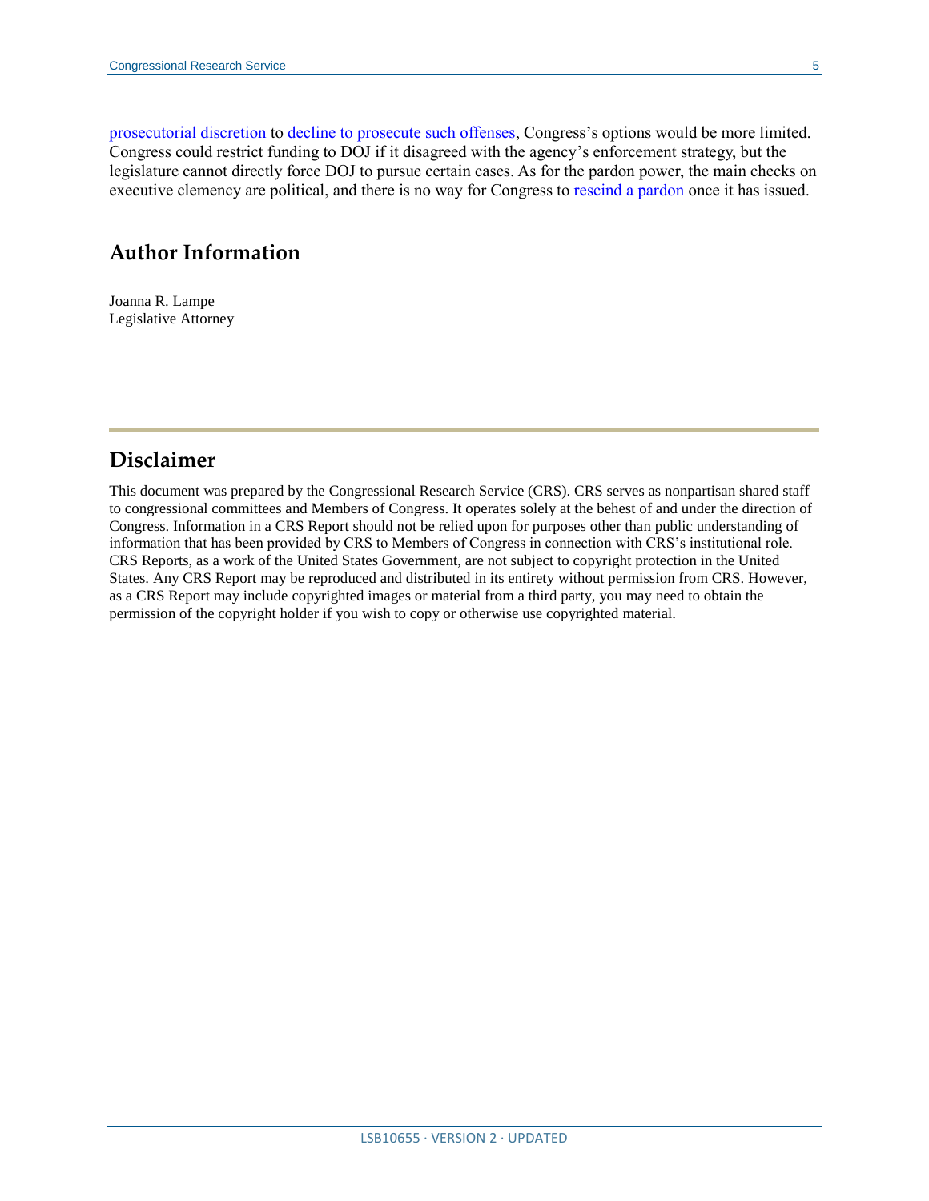prosecutorial discretion to decline to prosecute such offenses, Congress's options would be more limited. Congress could restrict funding to DOJ if it disagreed with the agency's enforcement strategy, but the legislature cannot directly force DOJ to pursue certain cases. As for the pardon power, the main checks on executive clemency are political, and there is no way for Congress to rescind a pardon once it has issued.

## Author Information

Joanna R. Lampe
Legislative Attorney

## Disclaimer

This document was prepared by the Congressional Research Service (CRS). CRS serves as nonpartisan shared staff to congressional committees and Members of Congress. It operates solely at the behest of and under the direction of Congress. Information in a CRS Report should not be relied upon for purposes other than public understanding of information that has been provided by CRS to Members of Congress in connection with CRS's institutional role. CRS Reports, as a work of the United States Government, are not subject to copyright protection in the United States. Any CRS Report may be reproduced and distributed in its entirety without permission from CRS. However, as a CRS Report may include copyrighted images or material from a third party, you may need to obtain the permission of the copyright holder if you wish to copy or otherwise use copyrighted material.